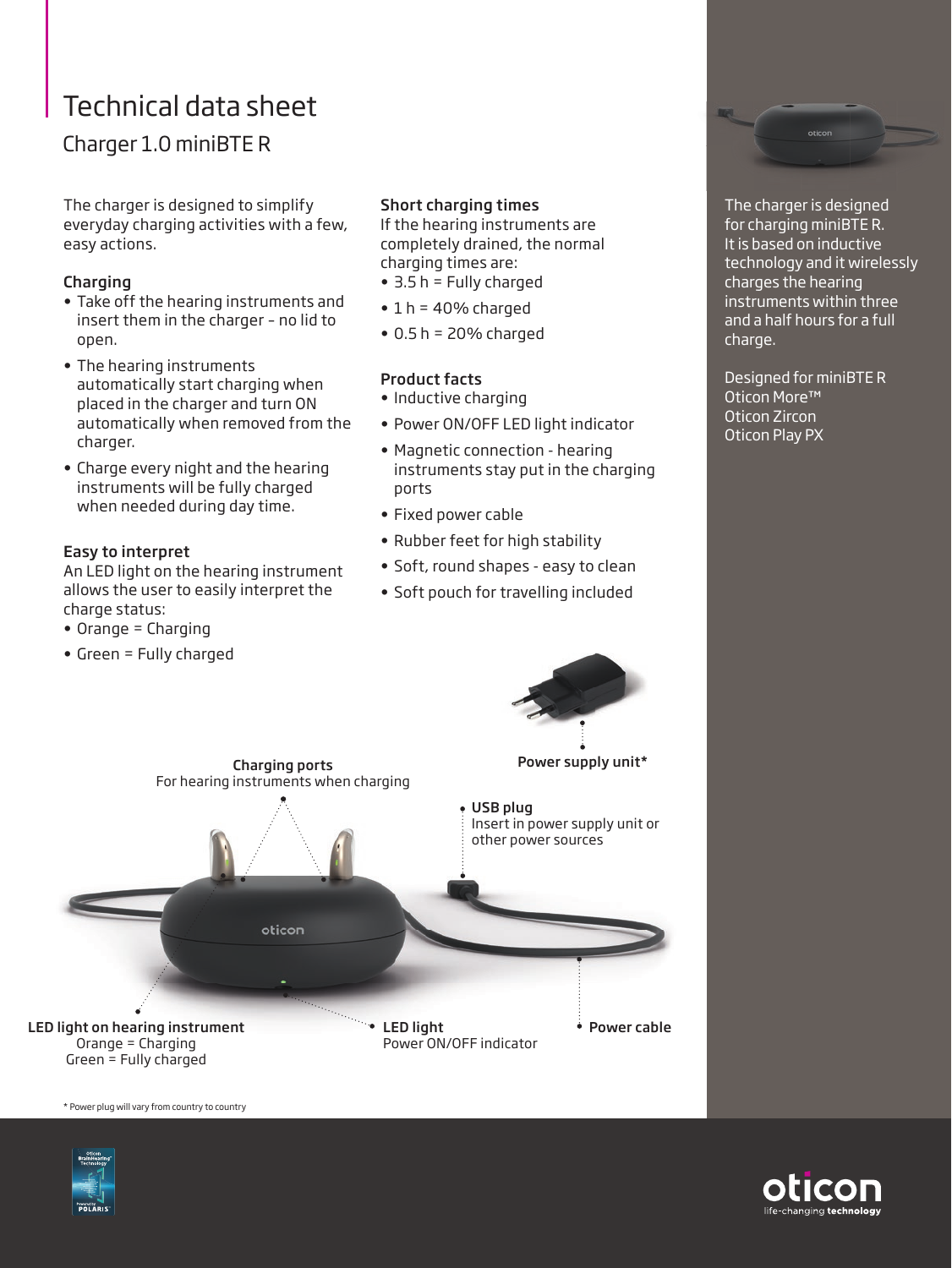# Technical data sheet

## Charger 1.0 miniBTE R

The charger is designed to simplify everyday charging activities with a few, easy actions.

### Charging

- Take off the hearing instruments and insert them in the charger – no lid to open.
- The hearing instruments automatically start charging when placed in the charger and turn ON automatically when removed from the charger.
- Charge every night and the hearing instruments will be fully charged when needed during day time.

### Easy to interpret

An LED light on the hearing instrument allows the user to easily interpret the charge status:

- Orange = Charging
- Green = Fully charged

### Short charging times

If the hearing instruments are completely drained, the normal charging times are:

- 3.5 h = Fully charged
- 1 h = 40% charged
- 0.5 h = 20% charged

### Product facts

- Inductive charging
- Power ON/OFF LED light indicator
- Magnetic connection - hearing instruments stay put in the charging ports
- Fixed power cable
- Rubber feet for high stability
- Soft, round shapes - easy to clean
- Soft pouch for travelling included

**Power supply unit***

**Charging ports**
For hearing instruments when charging

**USB plug**
Insert in power supply unit or other power sources

**LED light on hearing instrument**
Orange = Charging
Green = Fully charged

**LED light**
Power ON/OFF indicator

**Power cable**

\* Power plug will vary from country to country

The charger is designed for charging miniBTE R. It is based on inductive technology and it wirelessly charges the hearing instruments within three and a half hours for a full charge.

Designed for miniBTE R
Oticon More™
Oticon Zircon
Oticon Play PX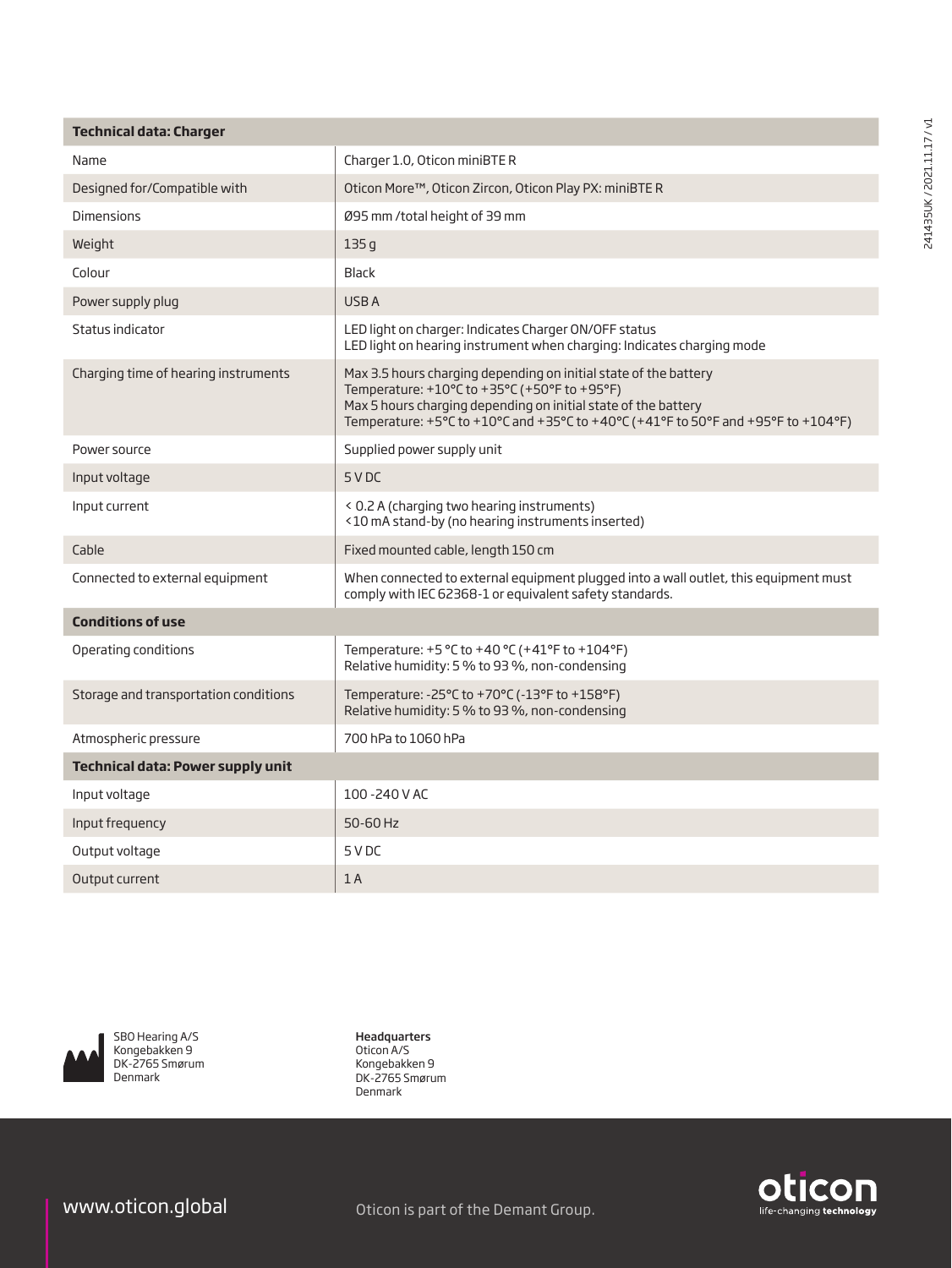| Technical data: Charger | |
|---|---|
| Name | Charger 1.0, Oticon miniBTE R |
| Designed for/Compatible with | Oticon More™, Oticon Zircon, Oticon Play PX: miniBTE R |
| Dimensions | Ø95 mm /total height of 39 mm |
| Weight | 135 g |
| Colour | Black |
| Power supply plug | USB A |
| Status indicator | LED light on charger: Indicates Charger ON/OFF status<br>LED light on hearing instrument when charging: Indicates charging mode |
| Charging time of hearing instruments | Max 3.5 hours charging depending on initial state of the battery<br>Temperature: +10°C to +35°C (+50°F to +95°F)<br>Max 5 hours charging depending on initial state of the battery<br>Temperature: +5°C to +10°C and +35°C to +40°C (+41°F to 50°F and +95°F to +104°F) |
| Power source | Supplied power supply unit |
| Input voltage | 5 V DC |
| Input current | < 0.2 A (charging two hearing instruments)<br><10 mA stand-by (no hearing instruments inserted) |
| Cable | Fixed mounted cable, length 150 cm |
| Connected to external equipment | When connected to external equipment plugged into a wall outlet, this equipment must comply with IEC 62368-1 or equivalent safety standards. |
| **Conditions of use** | |
| Operating conditions | Temperature: +5 °C to +40 °C (+41°F to +104°F)<br>Relative humidity: 5 % to 93 %, non-condensing |
| Storage and transportation conditions | Temperature: -25°C to +70°C (-13°F to +158°F)<br>Relative humidity: 5 % to 93 %, non-condensing |
| Atmospheric pressure | 700 hPa to 1060 hPa |
| **Technical data: Power supply unit** | |
| Input voltage | 100 -240 V AC |
| Input frequency | 50-60 Hz |
| Output voltage | 5 V DC |
| Output current | 1 A |

SBO Hearing A/S
Kongebakken 9
DK-2765 Smørum
Denmark

**Headquarters**
Oticon A/S
Kongebakken 9
DK-2765 Smørum
Denmark

241435UK / 2021.11.17 / v1

www.oticon.global

Oticon is part of the Demant Group.

oticon life-changing technology